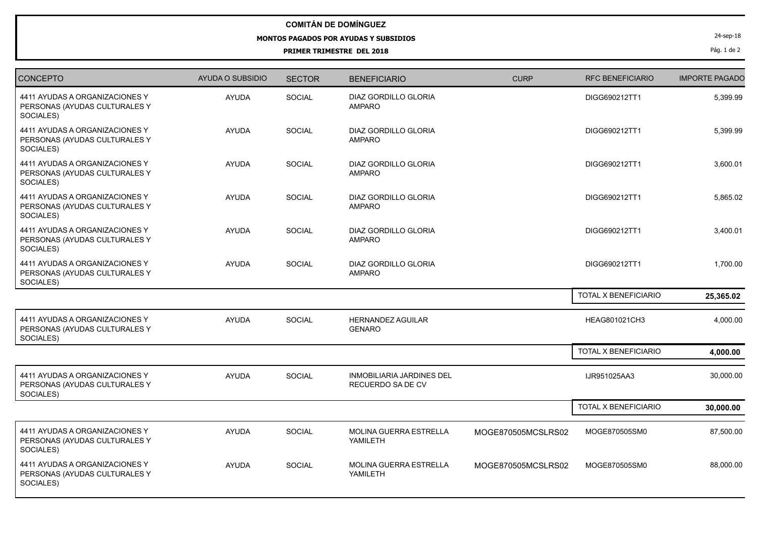# COMITÁN DE DOMÍNGUEZ

## MONTOS PAGADOS POR AYUDAS Y SUBSIDIOS

### PRIMER TRIMESTRE DEL 2018

24-sep-18

| CONCEPTO | AYUDA O SUBSIDIO | SECTOR | BENEFICIARIO | CURP | RFC BENEFICIARIO | IMPORTE PAGADO |
|---|---|---|---|---|---|---|
| 4411 AYUDAS A ORGANIZACIONES Y PERSONAS (AYUDAS CULTURALES Y SOCIALES) | AYUDA | SOCIAL | DIAZ GORDILLO GLORIA AMPARO | | DIGG690212TT1 | 5,399.99 |
| 4411 AYUDAS A ORGANIZACIONES Y PERSONAS (AYUDAS CULTURALES Y SOCIALES) | AYUDA | SOCIAL | DIAZ GORDILLO GLORIA AMPARO | | DIGG690212TT1 | 5,399.99 |
| 4411 AYUDAS A ORGANIZACIONES Y PERSONAS (AYUDAS CULTURALES Y SOCIALES) | AYUDA | SOCIAL | DIAZ GORDILLO GLORIA AMPARO | | DIGG690212TT1 | 3,600.01 |
| 4411 AYUDAS A ORGANIZACIONES Y PERSONAS (AYUDAS CULTURALES Y SOCIALES) | AYUDA | SOCIAL | DIAZ GORDILLO GLORIA AMPARO | | DIGG690212TT1 | 5,865.02 |
| 4411 AYUDAS A ORGANIZACIONES Y PERSONAS (AYUDAS CULTURALES Y SOCIALES) | AYUDA | SOCIAL | DIAZ GORDILLO GLORIA AMPARO | | DIGG690212TT1 | 3,400.01 |
| 4411 AYUDAS A ORGANIZACIONES Y PERSONAS (AYUDAS CULTURALES Y SOCIALES) | AYUDA | SOCIAL | DIAZ GORDILLO GLORIA AMPARO | | DIGG690212TT1 | 1,700.00 |
| | | | | | TOTAL X BENEFICIARIO | **25,365.02** |
| 4411 AYUDAS A ORGANIZACIONES Y PERSONAS (AYUDAS CULTURALES Y SOCIALES) | AYUDA | SOCIAL | HERNANDEZ AGUILAR GENARO | | HEAG801021CH3 | 4,000.00 |
| | | | | | TOTAL X BENEFICIARIO | **4,000.00** |
| 4411 AYUDAS A ORGANIZACIONES Y PERSONAS (AYUDAS CULTURALES Y SOCIALES) | AYUDA | SOCIAL | INMOBILIARIA JARDINES DEL RECUERDO SA DE CV | | IJR951025AA3 | 30,000.00 |
| | | | | | TOTAL X BENEFICIARIO | **30,000.00** |
| 4411 AYUDAS A ORGANIZACIONES Y PERSONAS (AYUDAS CULTURALES Y SOCIALES) | AYUDA | SOCIAL | MOLINA GUERRA ESTRELLA YAMILETH | MOGE870505MCSLRS02 | MOGE870505SM0 | 87,500.00 |
| 4411 AYUDAS A ORGANIZACIONES Y PERSONAS (AYUDAS CULTURALES Y SOCIALES) | AYUDA | SOCIAL | MOLINA GUERRA ESTRELLA YAMILETH | MOGE870505MCSLRS02 | MOGE870505SM0 | 88,000.00 |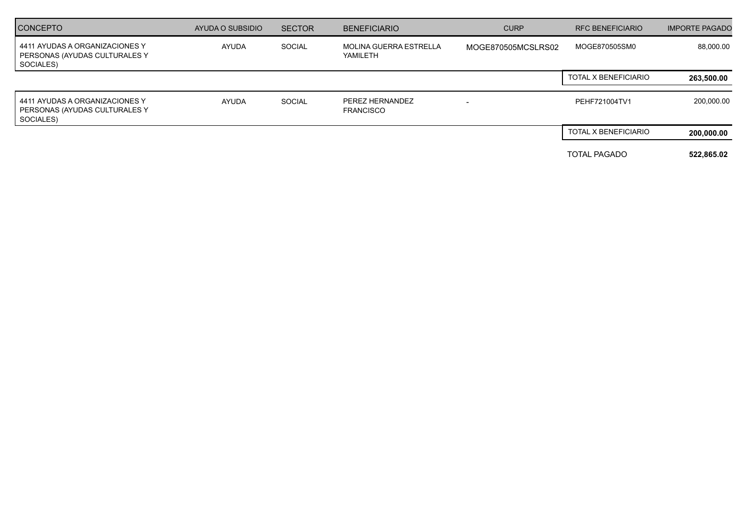| CONCEPTO | AYUDA O SUBSIDIO | SECTOR | BENEFICIARIO | CURP | RFC BENEFICIARIO | IMPORTE PAGADO |
| --- | --- | --- | --- | --- | --- | --- |
| 4411 AYUDAS A ORGANIZACIONES Y PERSONAS (AYUDAS CULTURALES Y SOCIALES) | AYUDA | SOCIAL | MOLINA GUERRA ESTRELLA YAMILETH | MOGE870505MCSLRS02 | MOGE870505SM0 | 88,000.00 |
| | | | | | TOTAL X BENEFICIARIO | **263,500.00** |
| 4411 AYUDAS A ORGANIZACIONES Y PERSONAS (AYUDAS CULTURALES Y SOCIALES) | AYUDA | SOCIAL | PEREZ HERNANDEZ FRANCISCO | - | PEHF721004TV1 | 200,000.00 |
| | | | | | TOTAL X BENEFICIARIO | **200,000.00** |
| | | | | | TOTAL PAGADO | **522,865.02** |